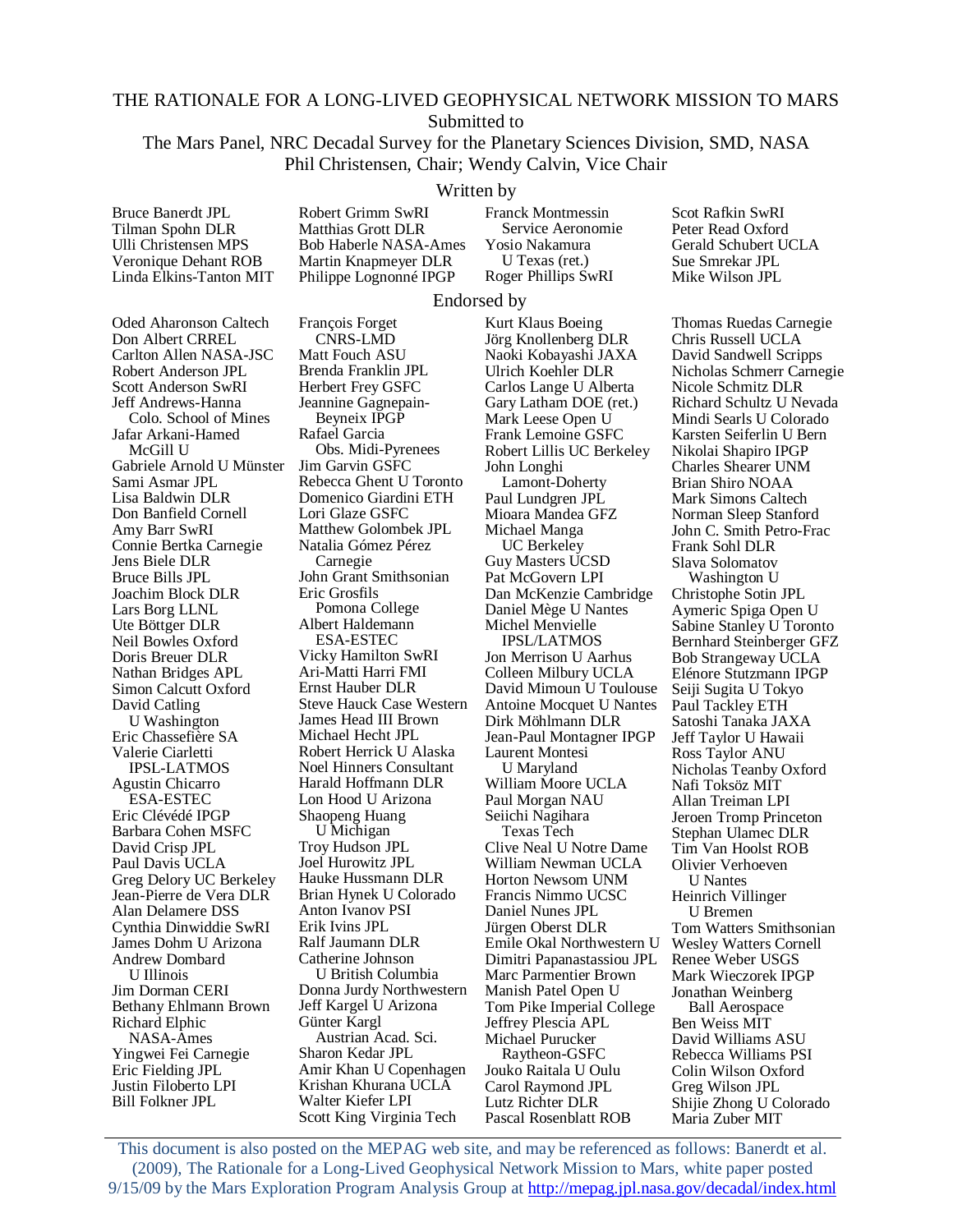# THE RATIONALE FOR A LONG-LIVED GEOPHYSICAL NETWORK MISSION TO MARS

Submitted to

The Mars Panel, NRC Decadal Survey for the Planetary Sciences Division, SMD, NASA

Phil Christensen, Chair; Wendy Calvin, Vice Chair

## Written by

Bruce Banerdt JPL
Tilman Spohn DLR
Ulli Christensen MPS
Veronique Dehant ROB
Linda Elkins-Tanton MIT
Robert Grimm SwRI
Matthias Grott DLR
Bob Haberle NASA-Ames
Martin Knapmeyer DLR
Philippe Lognonné IPGP
Franck Montmessin Service Aeronomie
Yosio Nakamura U Texas (ret.)
Roger Phillips SwRI
Scot Rafkin SwRI
Peter Read Oxford
Gerald Schubert UCLA
Sue Smrekar JPL
Mike Wilson JPL

## Endorsed by

Oded Aharonson Caltech
Don Albert CRREL
Carlton Allen NASA-JSC
Robert Anderson JPL
Scott Anderson SwRI
Jeff Andrews-Hanna Colo. School of Mines
Jafar Arkani-Hamed McGill U
Gabriele Arnold U Münster
Sami Asmar JPL
Lisa Baldwin DLR
Don Banfield Cornell
Amy Barr SwRI
Connie Bertka Carnegie
Jens Biele DLR
Bruce Bills JPL
Joachim Block DLR
Lars Borg LLNL
Ute Böttger DLR
Neil Bowles Oxford
Doris Breuer DLR
Nathan Bridges APL
Simon Calcutt Oxford
David Catling U Washington
Eric Chassefière SA
Valerie Ciarletti IPSL-LATMOS
Agustin Chicarro ESA-ESTEC
Eric Clévédé IPGP
Barbara Cohen MSFC
David Crisp JPL
Paul Davis UCLA
Greg Delory UC Berkeley
Jean-Pierre de Vera DLR
Alan Delamere DSS
Cynthia Dinwiddie SwRI
James Dohm U Arizona
Andrew Dombard U Illinois
Jim Dorman CERI
Bethany Ehlmann Brown
Richard Elphic NASA-Ames
Yingwei Fei Carnegie
Eric Fielding JPL
Justin Filiberto LPI
Bill Folkner JPL
François Forget CNRS-LMD
Matt Fouch ASU
Brenda Franklin JPL
Herbert Frey GSFC
Jeannine Gagnepain-Beyneix IPGP
Rafael Garcia Obs. Midi-Pyrenees
Jim Garvin GSFC
Rebecca Ghent U Toronto
Domenico Giardini ETH
Lori Glaze GSFC
Matthew Golombek JPL
Natalia Gómez Pérez Carnegie
John Grant Smithsonian
Eric Grosfils Pomona College
Albert Haldemann ESA-ESTEC
Vicky Hamilton SwRI
Ari-Matti Harri FMI
Ernst Hauber DLR
Steve Hauck Case Western
James Head III Brown
Michael Hecht JPL
Robert Herrick U Alaska
Noel Hinners Consultant
Harald Hoffmann DLR
Lon Hood U Arizona
Shaopeng Huang U Michigan
Troy Hudson JPL
Joel Hurowitz JPL
Hauke Hussmann DLR
Brian Hynek U Colorado
Anton Ivanov PSI
Erik Ivins JPL
Ralf Jaumann DLR
Catherine Johnson U British Columbia
Donna Jurdy Northwestern
Jeff Kargel U Arizona
Günter Kargl Austrian Acad. Sci.
Sharon Kedar JPL
Amir Khan U Copenhagen
Krishan Khurana UCLA
Walter Kiefer LPI
Scott King Virginia Tech
Kurt Klaus Boeing
Jörg Knollenberg DLR
Naoki Kobayashi JAXA
Ulrich Koehler DLR
Carlos Lange U Alberta
Gary Latham DOE (ret.)
Mark Leese Open U
Frank Lemoine GSFC
Robert Lillis UC Berkeley
John Longhi Lamont-Doherty
Paul Lundgren JPL
Mioara Mandea GFZ
Michael Manga UC Berkeley
Guy Masters UCSD
Pat McGovern LPI
Dan McKenzie Cambridge
Daniel Mège U Nantes
Michel Menvielle IPSL/LATMOS
Jon Merrison U Aarhus
Colleen Milbury UCLA
David Mimoun U Toulouse
Antoine Mocquet U Nantes
Dirk Möhlmann DLR
Jean-Paul Montagner IPGP
Laurent Montesi U Maryland
William Moore UCLA
Paul Morgan NAU
Seiichi Nagihara Texas Tech
Clive Neal U Notre Dame
William Newman UCLA
Horton Newsom UNM
Francis Nimmo UCSC
Daniel Nunes JPL
Jürgen Oberst DLR
Emile Okal Northwestern U
Dimitri Papanastassiou JPL
Marc Parmentier Brown
Manish Patel Open U
Tom Pike Imperial College
Jeffrey Plescia APL
Michael Purucker Raytheon-GSFC
Jouko Raitala U Oulu
Carol Raymond JPL
Lutz Richter DLR
Pascal Rosenblatt ROB
Thomas Ruedas Carnegie
Chris Russell UCLA
David Sandwell Scripps
Nicholas Schmerr Carnegie
Nicole Schmitz DLR
Richard Schultz U Nevada
Mindi Searls U Colorado
Karsten Seiferlin U Bern
Nikolai Shapiro IPGP
Charles Shearer UNM
Brian Shiro NOAA
Mark Simons Caltech
Norman Sleep Stanford
John C. Smith Petro-Frac
Frank Sohl DLR
Slava Solomatov Washington U
Christophe Sotin JPL
Aymeric Spiga Open U
Sabine Stanley U Toronto
Bernhard Steinberger GFZ
Bob Strangeway UCLA
Elénore Stutzmann IPGP
Seiji Sugita U Tokyo
Paul Tackley ETH
Satoshi Tanaka JAXA
Jeff Taylor U Hawaii
Ross Taylor ANU
Nicholas Teanby Oxford
Nafi Toksöz MIT
Allan Treiman LPI
Jeroen Tromp Princeton
Stephan Ulamec DLR
Tim Van Hoolst ROB
Olivier Verhoeven U Nantes
Heinrich Villinger U Bremen
Tom Watters Smithsonian
Wesley Watters Cornell
Renee Weber USGS
Mark Wieczorek IPGP
Jonathan Weinberg Ball Aerospace
Ben Weiss MIT
David Williams ASU
Rebecca Williams PSI
Colin Wilson Oxford
Greg Wilson JPL
Shijie Zhong U Colorado
Maria Zuber MIT

---

This document is also posted on the MEPAG web site, and may be referenced as follows: Banerdt et al. (2009), The Rationale for a Long-Lived Geophysical Network Mission to Mars, white paper posted 9/15/09 by the Mars Exploration Program Analysis Group at http://mepag.jpl.nasa.gov/decadal/index.html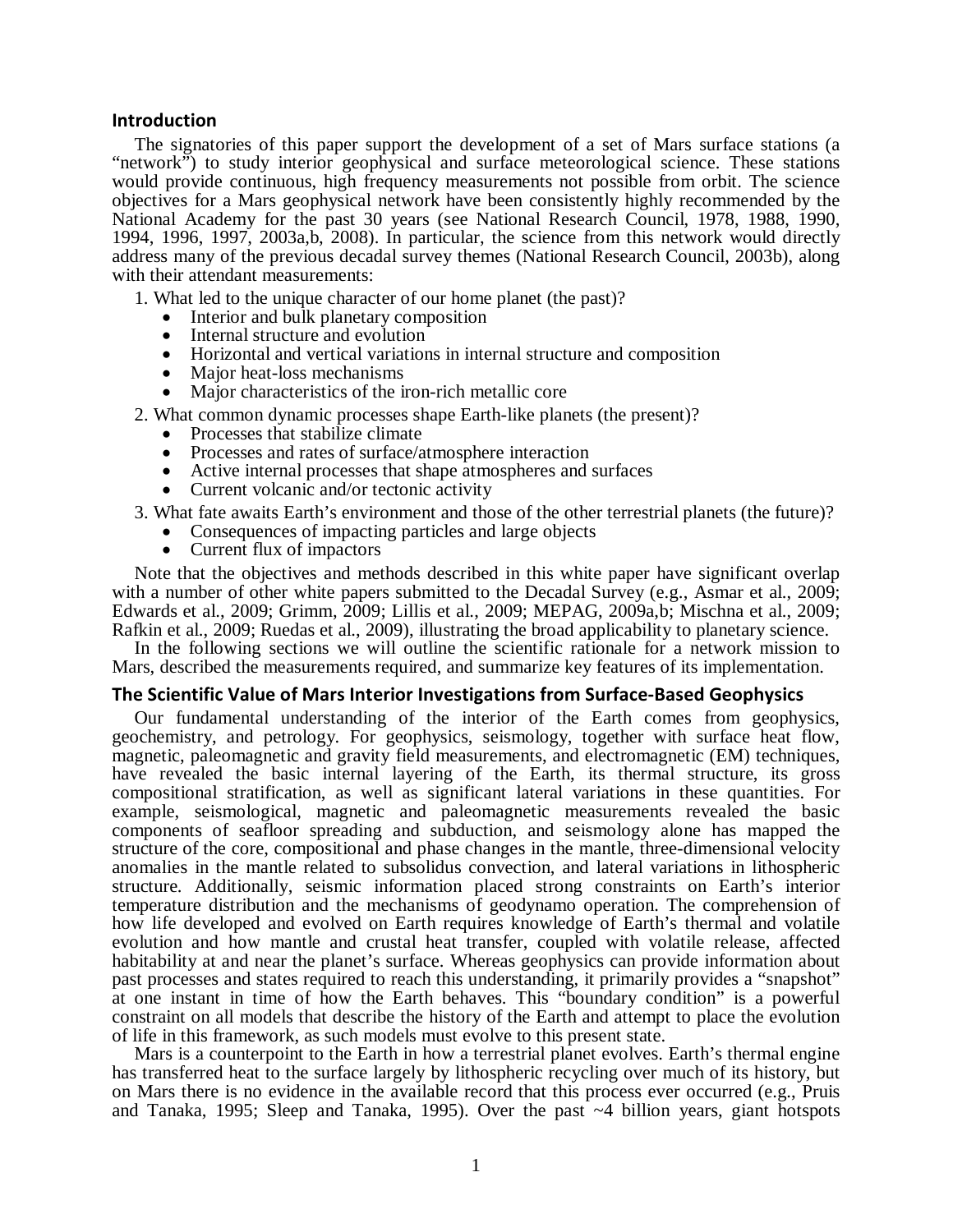## Introduction

The signatories of this paper support the development of a set of Mars surface stations (a "network") to study interior geophysical and surface meteorological science. These stations would provide continuous, high frequency measurements not possible from orbit. The science objectives for a Mars geophysical network have been consistently highly recommended by the National Academy for the past 30 years (see National Research Council, 1978, 1988, 1990, 1994, 1996, 1997, 2003a,b, 2008). In particular, the science from this network would directly address many of the previous decadal survey themes (National Research Council, 2003b), along with their attendant measurements:

1. What led to the unique character of our home planet (the past)?
    - Interior and bulk planetary composition
    - Internal structure and evolution
    - Horizontal and vertical variations in internal structure and composition
    - Major heat-loss mechanisms
    - Major characteristics of the iron-rich metallic core
2. What common dynamic processes shape Earth-like planets (the present)?
    - Processes that stabilize climate
    - Processes and rates of surface/atmosphere interaction
    - Active internal processes that shape atmospheres and surfaces
    - Current volcanic and/or tectonic activity
3. What fate awaits Earth's environment and those of the other terrestrial planets (the future)?
    - Consequences of impacting particles and large objects
    - Current flux of impactors

Note that the objectives and methods described in this white paper have significant overlap with a number of other white papers submitted to the Decadal Survey (e.g., Asmar et al., 2009; Edwards et al., 2009; Grimm, 2009; Lillis et al., 2009; MEPAG, 2009a,b; Mischna et al., 2009; Rafkin et al., 2009; Ruedas et al., 2009), illustrating the broad applicability to planetary science.

In the following sections we will outline the scientific rationale for a network mission to Mars, described the measurements required, and summarize key features of its implementation.

## The Scientific Value of Mars Interior Investigations from Surface-Based Geophysics

Our fundamental understanding of the interior of the Earth comes from geophysics, geochemistry, and petrology. For geophysics, seismology, together with surface heat flow, magnetic, paleomagnetic and gravity field measurements, and electromagnetic (EM) techniques, have revealed the basic internal layering of the Earth, its thermal structure, its gross compositional stratification, as well as significant lateral variations in these quantities. For example, seismological, magnetic and paleomagnetic measurements revealed the basic components of seafloor spreading and subduction, and seismology alone has mapped the structure of the core, compositional and phase changes in the mantle, three-dimensional velocity anomalies in the mantle related to subsolidus convection, and lateral variations in lithospheric structure. Additionally, seismic information placed strong constraints on Earth's interior temperature distribution and the mechanisms of geodynamo operation. The comprehension of how life developed and evolved on Earth requires knowledge of Earth's thermal and volatile evolution and how mantle and crustal heat transfer, coupled with volatile release, affected habitability at and near the planet's surface. Whereas geophysics can provide information about past processes and states required to reach this understanding, it primarily provides a "snapshot" at one instant in time of how the Earth behaves. This "boundary condition" is a powerful constraint on all models that describe the history of the Earth and attempt to place the evolution of life in this framework, as such models must evolve to this present state.

Mars is a counterpoint to the Earth in how a terrestrial planet evolves. Earth's thermal engine has transferred heat to the surface largely by lithospheric recycling over much of its history, but on Mars there is no evidence in the available record that this process ever occurred (e.g., Pruis and Tanaka, 1995; Sleep and Tanaka, 1995). Over the past ~4 billion years, giant hotspots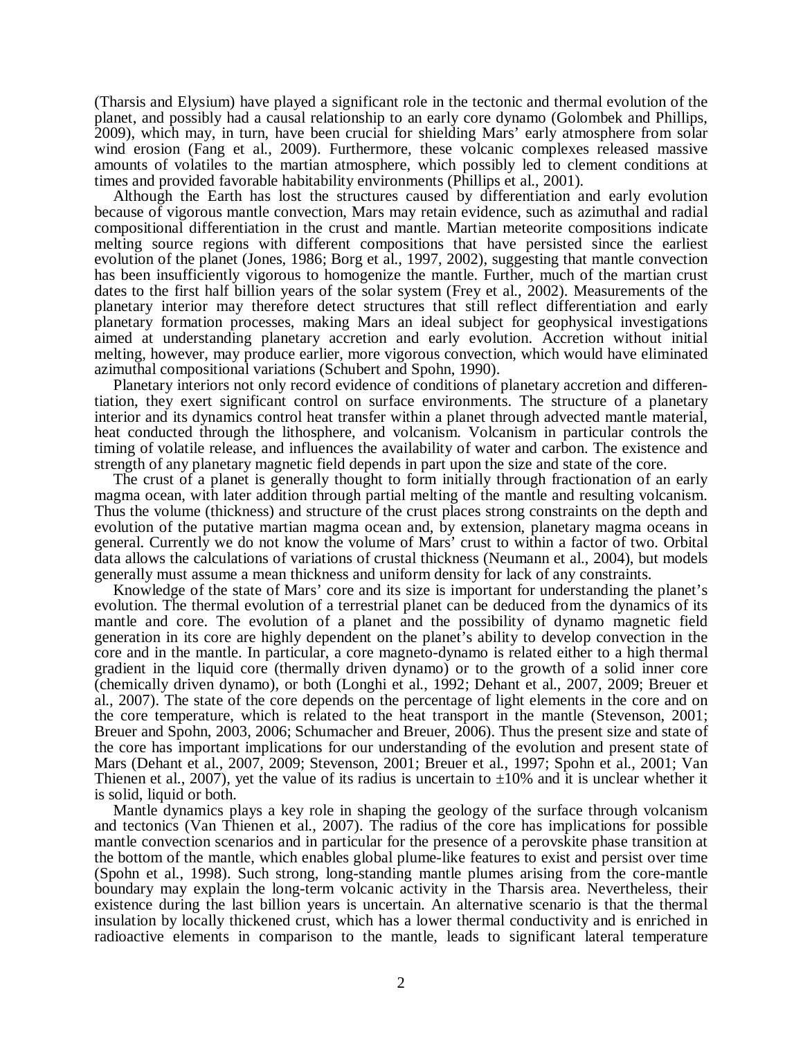(Tharsis and Elysium) have played a significant role in the tectonic and thermal evolution of the planet, and possibly had a causal relationship to an early core dynamo (Golombek and Phillips, 2009), which may, in turn, have been crucial for shielding Mars' early atmosphere from solar wind erosion (Fang et al., 2009). Furthermore, these volcanic complexes released massive amounts of volatiles to the martian atmosphere, which possibly led to clement conditions at times and provided favorable habitability environments (Phillips et al., 2001).

Although the Earth has lost the structures caused by differentiation and early evolution because of vigorous mantle convection, Mars may retain evidence, such as azimuthal and radial compositional differentiation in the crust and mantle. Martian meteorite compositions indicate melting source regions with different compositions that have persisted since the earliest evolution of the planet (Jones, 1986; Borg et al., 1997, 2002), suggesting that mantle convection has been insufficiently vigorous to homogenize the mantle. Further, much of the martian crust dates to the first half billion years of the solar system (Frey et al., 2002). Measurements of the planetary interior may therefore detect structures that still reflect differentiation and early planetary formation processes, making Mars an ideal subject for geophysical investigations aimed at understanding planetary accretion and early evolution. Accretion without initial melting, however, may produce earlier, more vigorous convection, which would have eliminated azimuthal compositional variations (Schubert and Spohn, 1990).

Planetary interiors not only record evidence of conditions of planetary accretion and differentiation, they exert significant control on surface environments. The structure of a planetary interior and its dynamics control heat transfer within a planet through advected mantle material, heat conducted through the lithosphere, and volcanism. Volcanism in particular controls the timing of volatile release, and influences the availability of water and carbon. The existence and strength of any planetary magnetic field depends in part upon the size and state of the core.

The crust of a planet is generally thought to form initially through fractionation of an early magma ocean, with later addition through partial melting of the mantle and resulting volcanism. Thus the volume (thickness) and structure of the crust places strong constraints on the depth and evolution of the putative martian magma ocean and, by extension, planetary magma oceans in general. Currently we do not know the volume of Mars' crust to within a factor of two. Orbital data allows the calculations of variations of crustal thickness (Neumann et al., 2004), but models generally must assume a mean thickness and uniform density for lack of any constraints.

Knowledge of the state of Mars' core and its size is important for understanding the planet's evolution. The thermal evolution of a terrestrial planet can be deduced from the dynamics of its mantle and core. The evolution of a planet and the possibility of dynamo magnetic field generation in its core are highly dependent on the planet's ability to develop convection in the core and in the mantle. In particular, a core magneto-dynamo is related either to a high thermal gradient in the liquid core (thermally driven dynamo) or to the growth of a solid inner core (chemically driven dynamo), or both (Longhi et al., 1992; Dehant et al., 2007, 2009; Breuer et al., 2007). The state of the core depends on the percentage of light elements in the core and on the core temperature, which is related to the heat transport in the mantle (Stevenson, 2001; Breuer and Spohn, 2003, 2006; Schumacher and Breuer, 2006). Thus the present size and state of the core has important implications for our understanding of the evolution and present state of Mars (Dehant et al., 2007, 2009; Stevenson, 2001; Breuer et al., 1997; Spohn et al., 2001; Van Thienen et al., 2007), yet the value of its radius is uncertain to $\pm 10\%$ and it is unclear whether it is solid, liquid or both.

Mantle dynamics plays a key role in shaping the geology of the surface through volcanism and tectonics (Van Thienen et al., 2007). The radius of the core has implications for possible mantle convection scenarios and in particular for the presence of a perovskite phase transition at the bottom of the mantle, which enables global plume-like features to exist and persist over time (Spohn et al., 1998). Such strong, long-standing mantle plumes arising from the core-mantle boundary may explain the long-term volcanic activity in the Tharsis area. Nevertheless, their existence during the last billion years is uncertain. An alternative scenario is that the thermal insulation by locally thickened crust, which has a lower thermal conductivity and is enriched in radioactive elements in comparison to the mantle, leads to significant lateral temperature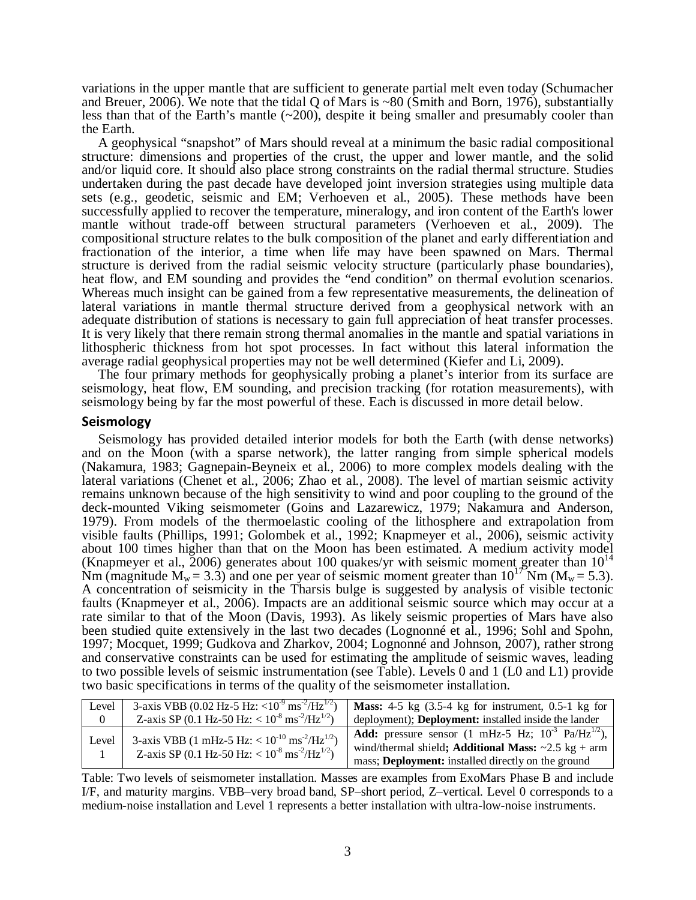variations in the upper mantle that are sufficient to generate partial melt even today (Schumacher and Breuer, 2006). We note that the tidal Q of Mars is ~80 (Smith and Born, 1976), substantially less than that of the Earth's mantle (~200), despite it being smaller and presumably cooler than the Earth.

A geophysical "snapshot" of Mars should reveal at a minimum the basic radial compositional structure: dimensions and properties of the crust, the upper and lower mantle, and the solid and/or liquid core. It should also place strong constraints on the radial thermal structure. Studies undertaken during the past decade have developed joint inversion strategies using multiple data sets (e.g., geodetic, seismic and EM; Verhoeven et al., 2005). These methods have been successfully applied to recover the temperature, mineralogy, and iron content of the Earth's lower mantle without trade-off between structural parameters (Verhoeven et al., 2009). The compositional structure relates to the bulk composition of the planet and early differentiation and fractionation of the interior, a time when life may have been spawned on Mars. Thermal structure is derived from the radial seismic velocity structure (particularly phase boundaries), heat flow, and EM sounding and provides the "end condition" on thermal evolution scenarios. Whereas much insight can be gained from a few representative measurements, the delineation of lateral variations in mantle thermal structure derived from a geophysical network with an adequate distribution of stations is necessary to gain full appreciation of heat transfer processes. It is very likely that there remain strong thermal anomalies in the mantle and spatial variations in lithospheric thickness from hot spot processes. In fact without this lateral information the average radial geophysical properties may not be well determined (Kiefer and Li, 2009).

The four primary methods for geophysically probing a planet's interior from its surface are seismology, heat flow, EM sounding, and precision tracking (for rotation measurements), with seismology being by far the most powerful of these. Each is discussed in more detail below.

## Seismology

Seismology has provided detailed interior models for both the Earth (with dense networks) and on the Moon (with a sparse network), the latter ranging from simple spherical models (Nakamura, 1983; Gagnepain-Beyneix et al., 2006) to more complex models dealing with the lateral variations (Chenet et al., 2006; Zhao et al., 2008). The level of martian seismic activity remains unknown because of the high sensitivity to wind and poor coupling to the ground of the deck-mounted Viking seismometer (Goins and Lazarewicz, 1979; Nakamura and Anderson, 1979). From models of the thermoelastic cooling of the lithosphere and extrapolation from visible faults (Phillips, 1991; Golombek et al., 1992; Knapmeyer et al., 2006), seismic activity about 100 times higher than that on the Moon has been estimated. A medium activity model (Knapmeyer et al., 2006) generates about 100 quakes/yr with seismic moment greater than $10^{14}$ Nm (magnitude $M_w = 3.3$) and one per year of seismic moment greater than $10^{17}$ Nm ($M_w = 5.3$). A concentration of seismicity in the Tharsis bulge is suggested by analysis of visible tectonic faults (Knapmeyer et al., 2006). Impacts are an additional seismic source which may occur at a rate similar to that of the Moon (Davis, 1993). As likely seismic properties of Mars have also been studied quite extensively in the last two decades (Lognonné et al., 1996; Sohl and Spohn, 1997; Mocquet, 1999; Gudkova and Zharkov, 2004; Lognonné and Johnson, 2007), rather strong and conservative constraints can be used for estimating the amplitude of seismic waves, leading to two possible levels of seismic instrumentation (see Table). Levels 0 and 1 (L0 and L1) provide two basic specifications in terms of the quality of the seismometer installation.

| Level | Instruments | Details |
|---|---|---|
| Level 0 | 3-axis VBB (0.02 Hz-5 Hz: $<10^{-9}$ $ms^{-2}/Hz^{1/2}$)<br>Z-axis SP (0.1 Hz-50 Hz: $< 10^{-8}$ $ms^{-2}/Hz^{1/2}$) | **Mass:** 4-5 kg (3.5-4 kg for instrument, 0.5-1 kg for deployment); **Deployment:** installed inside the lander |
| Level 1 | 3-axis VBB (1 mHz-5 Hz: $< 10^{-10}$ $ms^{-2}/Hz^{1/2}$)<br>Z-axis SP (0.1 Hz-50 Hz: $< 10^{-8}$ $ms^{-2}/Hz^{1/2}$) | **Add:** pressure sensor (1 mHz-5 Hz; $10^{-3}$ $Pa/Hz^{1/2}$), wind/thermal shield**; Additional Mass:** ~2.5 kg + arm mass; **Deployment:** installed directly on the ground |

Table: Two levels of seismometer installation. Masses are examples from ExoMars Phase B and include I/F, and maturity margins. VBB–very broad band, SP–short period, Z–vertical. Level 0 corresponds to a medium-noise installation and Level 1 represents a better installation with ultra-low-noise instruments.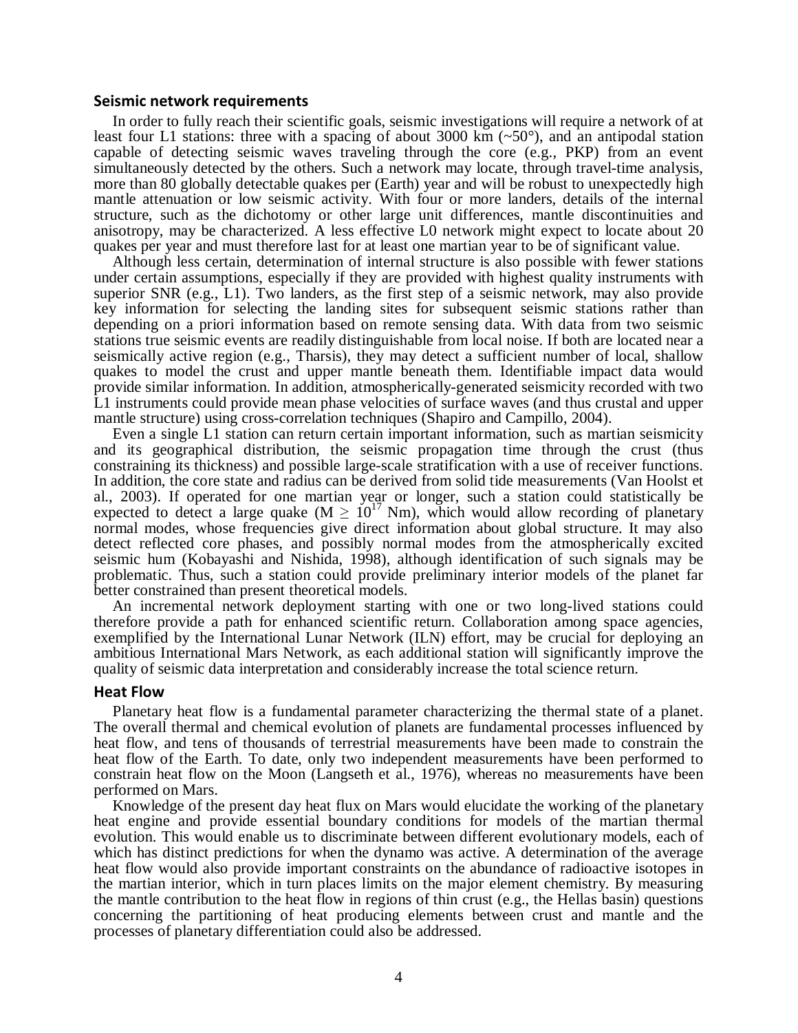## Seismic network requirements

In order to fully reach their scientific goals, seismic investigations will require a network of at least four L1 stations: three with a spacing of about 3000 km (~50°), and an antipodal station capable of detecting seismic waves traveling through the core (e.g., PKP) from an event simultaneously detected by the others. Such a network may locate, through travel-time analysis, more than 80 globally detectable quakes per (Earth) year and will be robust to unexpectedly high mantle attenuation or low seismic activity. With four or more landers, details of the internal structure, such as the dichotomy or other large unit differences, mantle discontinuities and anisotropy, may be characterized. A less effective L0 network might expect to locate about 20 quakes per year and must therefore last for at least one martian year to be of significant value.

Although less certain, determination of internal structure is also possible with fewer stations under certain assumptions, especially if they are provided with highest quality instruments with superior SNR (e.g., L1). Two landers, as the first step of a seismic network, may also provide key information for selecting the landing sites for subsequent seismic stations rather than depending on a priori information based on remote sensing data. With data from two seismic stations true seismic events are readily distinguishable from local noise. If both are located near a seismically active region (e.g., Tharsis), they may detect a sufficient number of local, shallow quakes to model the crust and upper mantle beneath them. Identifiable impact data would provide similar information. In addition, atmospherically-generated seismicity recorded with two L1 instruments could provide mean phase velocities of surface waves (and thus crustal and upper mantle structure) using cross-correlation techniques (Shapiro and Campillo, 2004).

Even a single L1 station can return certain important information, such as martian seismicity and its geographical distribution, the seismic propagation time through the crust (thus constraining its thickness) and possible large-scale stratification with a use of receiver functions. In addition, the core state and radius can be derived from solid tide measurements (Van Hoolst et al., 2003). If operated for one martian year or longer, such a station could statistically be expected to detect a large quake ($M \geq 10^{17}$ Nm), which would allow recording of planetary normal modes, whose frequencies give direct information about global structure. It may also detect reflected core phases, and possibly normal modes from the atmospherically excited seismic hum (Kobayashi and Nishida, 1998), although identification of such signals may be problematic. Thus, such a station could provide preliminary interior models of the planet far better constrained than present theoretical models.

An incremental network deployment starting with one or two long-lived stations could therefore provide a path for enhanced scientific return. Collaboration among space agencies, exemplified by the International Lunar Network (ILN) effort, may be crucial for deploying an ambitious International Mars Network, as each additional station will significantly improve the quality of seismic data interpretation and considerably increase the total science return.

## Heat Flow

Planetary heat flow is a fundamental parameter characterizing the thermal state of a planet. The overall thermal and chemical evolution of planets are fundamental processes influenced by heat flow, and tens of thousands of terrestrial measurements have been made to constrain the heat flow of the Earth. To date, only two independent measurements have been performed to constrain heat flow on the Moon (Langseth et al., 1976), whereas no measurements have been performed on Mars.

Knowledge of the present day heat flux on Mars would elucidate the working of the planetary heat engine and provide essential boundary conditions for models of the martian thermal evolution. This would enable us to discriminate between different evolutionary models, each of which has distinct predictions for when the dynamo was active. A determination of the average heat flow would also provide important constraints on the abundance of radioactive isotopes in the martian interior, which in turn places limits on the major element chemistry. By measuring the mantle contribution to the heat flow in regions of thin crust (e.g., the Hellas basin) questions concerning the partitioning of heat producing elements between crust and mantle and the processes of planetary differentiation could also be addressed.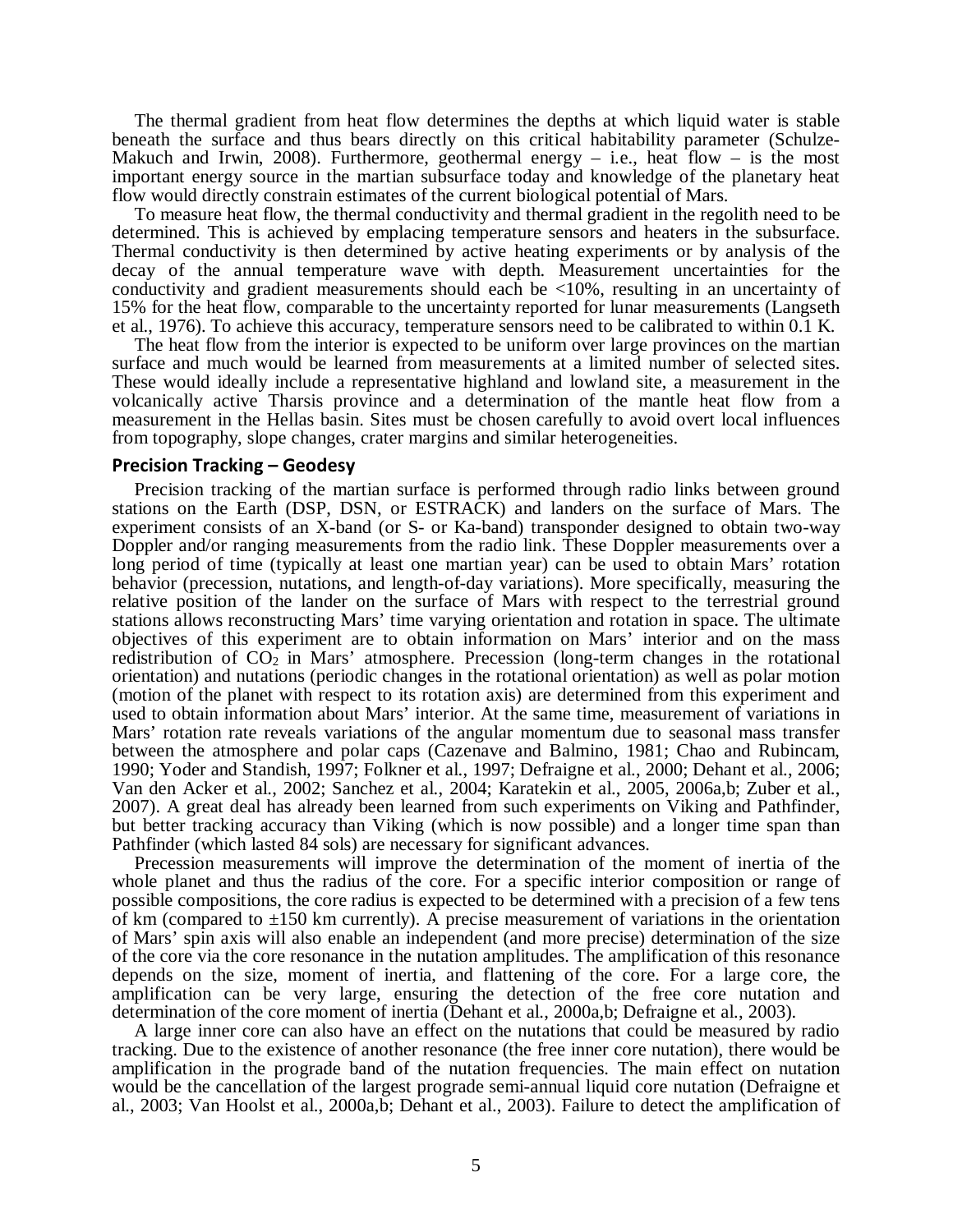The thermal gradient from heat flow determines the depths at which liquid water is stable beneath the surface and thus bears directly on this critical habitability parameter (Schulze-Makuch and Irwin, 2008). Furthermore, geothermal energy – i.e., heat flow – is the most important energy source in the martian subsurface today and knowledge of the planetary heat flow would directly constrain estimates of the current biological potential of Mars.

To measure heat flow, the thermal conductivity and thermal gradient in the regolith need to be determined. This is achieved by emplacing temperature sensors and heaters in the subsurface. Thermal conductivity is then determined by active heating experiments or by analysis of the decay of the annual temperature wave with depth. Measurement uncertainties for the conductivity and gradient measurements should each be <10%, resulting in an uncertainty of 15% for the heat flow, comparable to the uncertainty reported for lunar measurements (Langseth et al., 1976). To achieve this accuracy, temperature sensors need to be calibrated to within 0.1 K.

The heat flow from the interior is expected to be uniform over large provinces on the martian surface and much would be learned from measurements at a limited number of selected sites. These would ideally include a representative highland and lowland site, a measurement in the volcanically active Tharsis province and a determination of the mantle heat flow from a measurement in the Hellas basin. Sites must be chosen carefully to avoid overt local influences from topography, slope changes, crater margins and similar heterogeneities.

## Precision Tracking – Geodesy

Precision tracking of the martian surface is performed through radio links between ground stations on the Earth (DSP, DSN, or ESTRACK) and landers on the surface of Mars. The experiment consists of an X-band (or S- or Ka-band) transponder designed to obtain two-way Doppler and/or ranging measurements from the radio link. These Doppler measurements over a long period of time (typically at least one martian year) can be used to obtain Mars' rotation behavior (precession, nutations, and length-of-day variations). More specifically, measuring the relative position of the lander on the surface of Mars with respect to the terrestrial ground stations allows reconstructing Mars' time varying orientation and rotation in space. The ultimate objectives of this experiment are to obtain information on Mars' interior and on the mass redistribution of $CO_2$ in Mars' atmosphere. Precession (long-term changes in the rotational orientation) and nutations (periodic changes in the rotational orientation) as well as polar motion (motion of the planet with respect to its rotation axis) are determined from this experiment and used to obtain information about Mars' interior. At the same time, measurement of variations in Mars' rotation rate reveals variations of the angular momentum due to seasonal mass transfer between the atmosphere and polar caps (Cazenave and Balmino, 1981; Chao and Rubincam, 1990; Yoder and Standish, 1997; Folkner et al., 1997; Defraigne et al., 2000; Dehant et al., 2006; Van den Acker et al., 2002; Sanchez et al., 2004; Karatekin et al., 2005, 2006a,b; Zuber et al., 2007). A great deal has already been learned from such experiments on Viking and Pathfinder, but better tracking accuracy than Viking (which is now possible) and a longer time span than Pathfinder (which lasted 84 sols) are necessary for significant advances.

Precession measurements will improve the determination of the moment of inertia of the whole planet and thus the radius of the core. For a specific interior composition or range of possible compositions, the core radius is expected to be determined with a precision of a few tens of km (compared to ±150 km currently). A precise measurement of variations in the orientation of Mars' spin axis will also enable an independent (and more precise) determination of the size of the core via the core resonance in the nutation amplitudes. The amplification of this resonance depends on the size, moment of inertia, and flattening of the core. For a large core, the amplification can be very large, ensuring the detection of the free core nutation and determination of the core moment of inertia (Dehant et al., 2000a,b; Defraigne et al., 2003).

A large inner core can also have an effect on the nutations that could be measured by radio tracking. Due to the existence of another resonance (the free inner core nutation), there would be amplification in the prograde band of the nutation frequencies. The main effect on nutation would be the cancellation of the largest prograde semi-annual liquid core nutation (Defraigne et al., 2003; Van Hoolst et al., 2000a,b; Dehant et al., 2003). Failure to detect the amplification of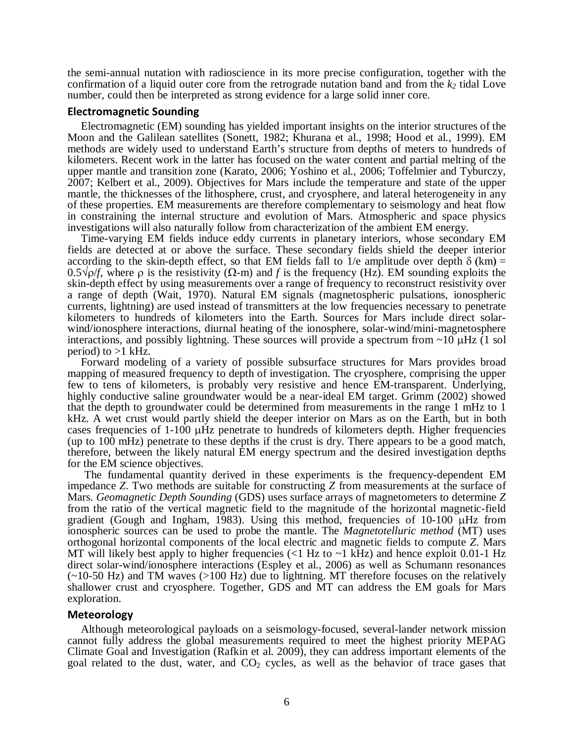the semi-annual nutation with radioscience in its more precise configuration, together with the confirmation of a liquid outer core from the retrograde nutation band and from the $k_2$ tidal Love number, could then be interpreted as strong evidence for a large solid inner core.

## Electromagnetic Sounding

Electromagnetic (EM) sounding has yielded important insights on the interior structures of the Moon and the Galilean satellites (Sonett, 1982; Khurana et al., 1998; Hood et al., 1999). EM methods are widely used to understand Earth's structure from depths of meters to hundreds of kilometers. Recent work in the latter has focused on the water content and partial melting of the upper mantle and transition zone (Karato, 2006; Yoshino et al., 2006; Toffelmier and Tyburczy, 2007; Kelbert et al., 2009). Objectives for Mars include the temperature and state of the upper mantle, the thicknesses of the lithosphere, crust, and cryosphere, and lateral heterogeneity in any of these properties. EM measurements are therefore complementary to seismology and heat flow in constraining the internal structure and evolution of Mars. Atmospheric and space physics investigations will also naturally follow from characterization of the ambient EM energy.

Time-varying EM fields induce eddy currents in planetary interiors, whose secondary EM fields are detected at or above the surface. These secondary fields shield the deeper interior according to the skin-depth effect, so that EM fields fall to 1/e amplitude over depth $\delta$ (km) = $0.5\sqrt{\rho/f}$, where $\rho$ is the resistivity ($\Omega$-m) and $f$ is the frequency (Hz). EM sounding exploits the skin-depth effect by using measurements over a range of frequency to reconstruct resistivity over a range of depth (Wait, 1970). Natural EM signals (magnetospheric pulsations, ionospheric currents, lightning) are used instead of transmitters at the low frequencies necessary to penetrate kilometers to hundreds of kilometers into the Earth. Sources for Mars include direct solar-wind/ionosphere interactions, diurnal heating of the ionosphere, solar-wind/mini-magnetosphere interactions, and possibly lightning. These sources will provide a spectrum from ~10 μHz (1 sol period) to >1 kHz.

Forward modeling of a variety of possible subsurface structures for Mars provides broad mapping of measured frequency to depth of investigation. The cryosphere, comprising the upper few to tens of kilometers, is probably very resistive and hence EM-transparent. Underlying, highly conductive saline groundwater would be a near-ideal EM target. Grimm (2002) showed that the depth to groundwater could be determined from measurements in the range 1 mHz to 1 kHz. A wet crust would partly shield the deeper interior on Mars as on the Earth, but in both cases frequencies of 1-100 μHz penetrate to hundreds of kilometers depth. Higher frequencies (up to 100 mHz) penetrate to these depths if the crust is dry. There appears to be a good match, therefore, between the likely natural EM energy spectrum and the desired investigation depths for the EM science objectives.

The fundamental quantity derived in these experiments is the frequency-dependent EM impedance $Z$. Two methods are suitable for constructing $Z$ from measurements at the surface of Mars. *Geomagnetic Depth Sounding* (GDS) uses surface arrays of magnetometers to determine $Z$ from the ratio of the vertical magnetic field to the magnitude of the horizontal magnetic-field gradient (Gough and Ingham, 1983). Using this method, frequencies of 10-100 μHz from ionospheric sources can be used to probe the mantle. The *Magnetotelluric method* (MT) uses orthogonal horizontal components of the local electric and magnetic fields to compute $Z$. Mars MT will likely best apply to higher frequencies (<1 Hz to ~1 kHz) and hence exploit 0.01-1 Hz direct solar-wind/ionosphere interactions (Espley et al., 2006) as well as Schumann resonances (~10-50 Hz) and TM waves (>100 Hz) due to lightning. MT therefore focuses on the relatively shallower crust and cryosphere. Together, GDS and MT can address the EM goals for Mars exploration.

## Meteorology

Although meteorological payloads on a seismology-focused, several-lander network mission cannot fully address the global measurements required to meet the highest priority MEPAG Climate Goal and Investigation (Rafkin et al. 2009), they can address important elements of the goal related to the dust, water, and $CO_2$ cycles, as well as the behavior of trace gases that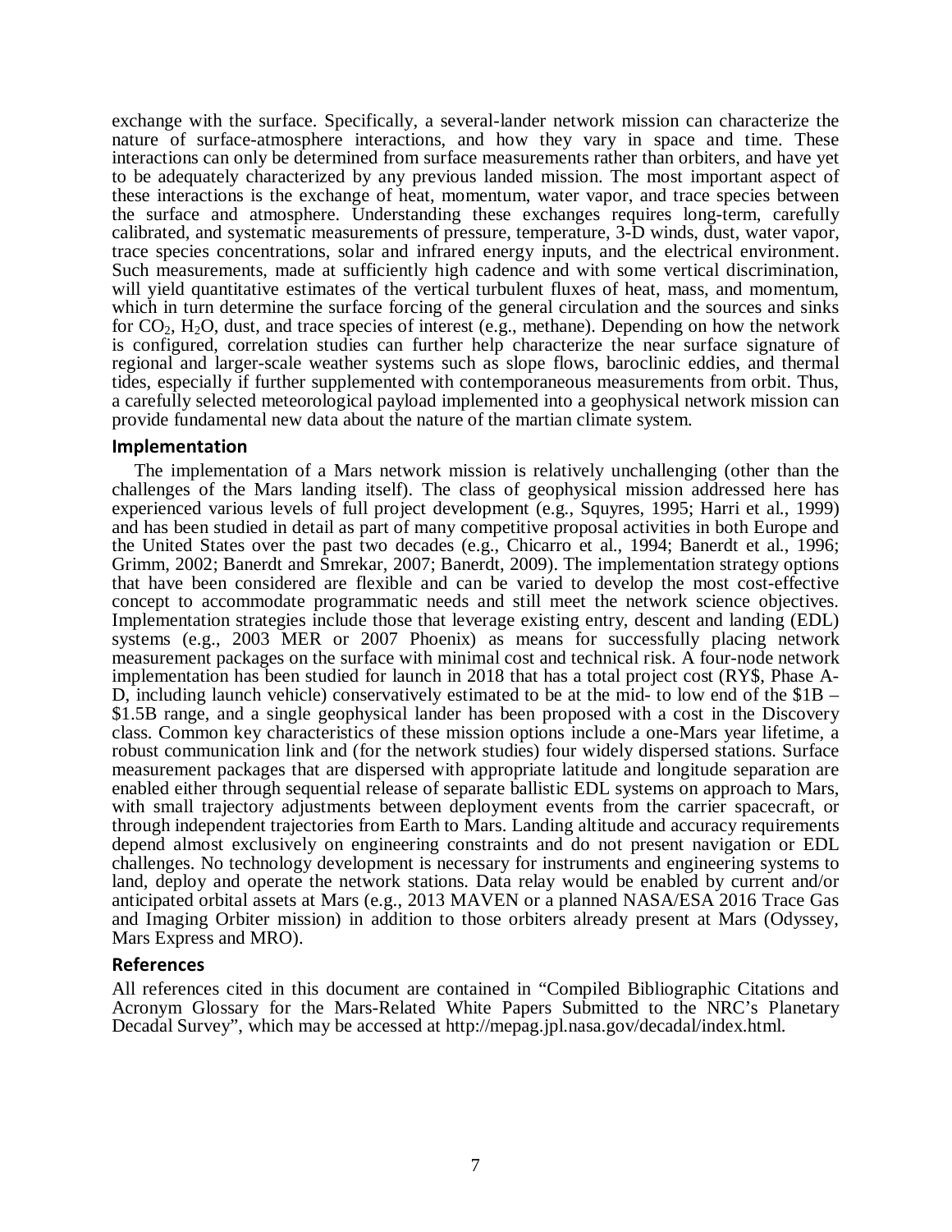exchange with the surface. Specifically, a several-lander network mission can characterize the nature of surface-atmosphere interactions, and how they vary in space and time. These interactions can only be determined from surface measurements rather than orbiters, and have yet to be adequately characterized by any previous landed mission. The most important aspect of these interactions is the exchange of heat, momentum, water vapor, and trace species between the surface and atmosphere. Understanding these exchanges requires long-term, carefully calibrated, and systematic measurements of pressure, temperature, 3-D winds, dust, water vapor, trace species concentrations, solar and infrared energy inputs, and the electrical environment. Such measurements, made at sufficiently high cadence and with some vertical discrimination, will yield quantitative estimates of the vertical turbulent fluxes of heat, mass, and momentum, which in turn determine the surface forcing of the general circulation and the sources and sinks for $CO_2$, $H_2O$, dust, and trace species of interest (e.g., methane). Depending on how the network is configured, correlation studies can further help characterize the near surface signature of regional and larger-scale weather systems such as slope flows, baroclinic eddies, and thermal tides, especially if further supplemented with contemporaneous measurements from orbit. Thus, a carefully selected meteorological payload implemented into a geophysical network mission can provide fundamental new data about the nature of the martian climate system.

## Implementation

The implementation of a Mars network mission is relatively unchallenging (other than the challenges of the Mars landing itself). The class of geophysical mission addressed here has experienced various levels of full project development (e.g., Squyres, 1995; Harri et al., 1999) and has been studied in detail as part of many competitive proposal activities in both Europe and the United States over the past two decades (e.g., Chicarro et al., 1994; Banerdt et al., 1996; Grimm, 2002; Banerdt and Smrekar, 2007; Banerdt, 2009). The implementation strategy options that have been considered are flexible and can be varied to develop the most cost-effective concept to accommodate programmatic needs and still meet the network science objectives. Implementation strategies include those that leverage existing entry, descent and landing (EDL) systems (e.g., 2003 MER or 2007 Phoenix) as means for successfully placing network measurement packages on the surface with minimal cost and technical risk. A four-node network implementation has been studied for launch in 2018 that has a total project cost (RY$, Phase A-D, including launch vehicle) conservatively estimated to be at the mid- to low end of the $1B – $1.5B range, and a single geophysical lander has been proposed with a cost in the Discovery class. Common key characteristics of these mission options include a one-Mars year lifetime, a robust communication link and (for the network studies) four widely dispersed stations. Surface measurement packages that are dispersed with appropriate latitude and longitude separation are enabled either through sequential release of separate ballistic EDL systems on approach to Mars, with small trajectory adjustments between deployment events from the carrier spacecraft, or through independent trajectories from Earth to Mars. Landing altitude and accuracy requirements depend almost exclusively on engineering constraints and do not present navigation or EDL challenges. No technology development is necessary for instruments and engineering systems to land, deploy and operate the network stations. Data relay would be enabled by current and/or anticipated orbital assets at Mars (e.g., 2013 MAVEN or a planned NASA/ESA 2016 Trace Gas and Imaging Orbiter mission) in addition to those orbiters already present at Mars (Odyssey, Mars Express and MRO).

## References

All references cited in this document are contained in "Compiled Bibliographic Citations and Acronym Glossary for the Mars-Related White Papers Submitted to the NRC's Planetary Decadal Survey", which may be accessed at http://mepag.jpl.nasa.gov/decadal/index.html.